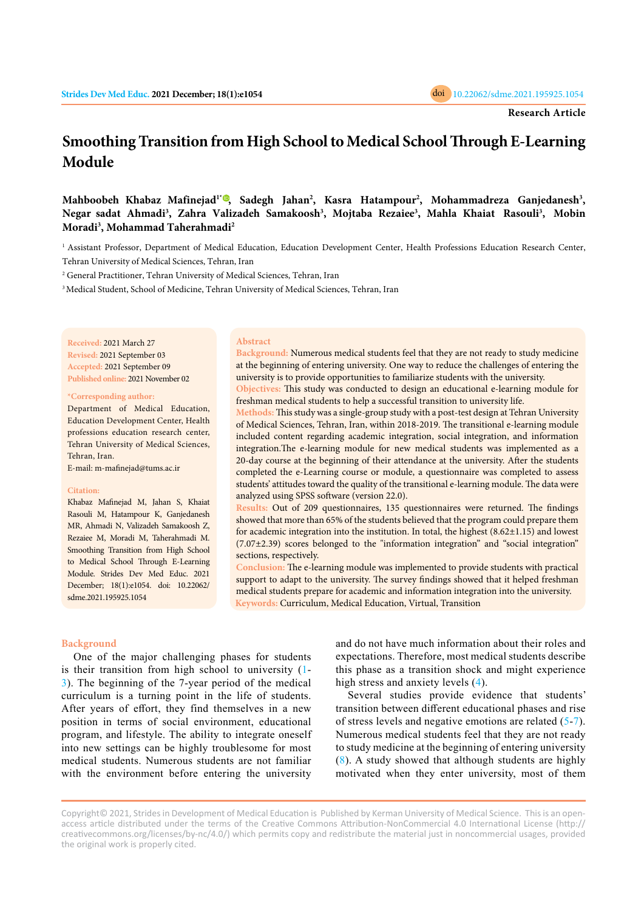**Research Article**

# Smoothing Transition from High School to Medical School Through E-Learning Module

**Mahboobeh Khabaz Mafinejad[1*], Sadegh Jahan[2], Kasra Hatampour[2], Mohammadreza Ganjedanesh[3], Negar sadat Ahmadi[3], Zahra Valizadeh Samakoosh[3], Mojtaba Rezaiee[3], Mahla Khaiat Rasouli[3], Mobin Moradi[3], Mohammad Taherahmadi[2]**

[1] Assistant Professor, Department of Medical Education, Education Development Center, Health Professions Education Research Center, Tehran University of Medical Sciences, Tehran, Iran

[2] General Practitioner, Tehran University of Medical Sciences, Tehran, Iran

[3] Medical Student, School of Medicine, Tehran University of Medical Sciences, Tehran, Iran

**Received:** 2021 March 27
**Revised:** 2021 September 03
**Accepted:** 2021 September 09
**Published online:** 2021 November 02

**\*Corresponding author:**
Department of Medical Education, Education Development Center, Health professions education research center, Tehran University of Medical Sciences, Tehran, Iran.
E-mail: m-mafinejad@tums.ac.ir

**Citation:**
Khabaz Mafinejad M, Jahan S, Khaiat Rasouli M, Hatampour K, Ganjedanesh MR, Ahmadi N, Valizadeh Samakoosh Z, Rezaiee M, Moradi M, Taherahmadi M. Smoothing Transition from High School to Medical School Through E-Learning Module. Strides Dev Med Educ. 2021 December; 18(1):e1054. doi: 10.22062/sdme.2021.195925.1054

## Abstract

**Background:** Numerous medical students feel that they are not ready to study medicine at the beginning of entering university. One way to reduce the challenges of entering the university is to provide opportunities to familiarize students with the university.

**Objectives:** This study was conducted to design an educational e-learning module for freshman medical students to help a successful transition to university life.

**Methods:** This study was a single-group study with a post-test design at Tehran University of Medical Sciences, Tehran, Iran, within 2018-2019. The transitional e-learning module included content regarding academic integration, social integration, and information integration.The e-learning module for new medical students was implemented as a 20-day course at the beginning of their attendance at the university. After the students completed the e-Learning course or module, a questionnaire was completed to assess students' attitudes toward the quality of the transitional e-learning module. The data were analyzed using SPSS software (version 22.0).

**Results:** Out of 209 questionnaires, 135 questionnaires were returned. The findings showed that more than 65% of the students believed that the program could prepare them for academic integration into the institution. In total, the highest (8.62±1.15) and lowest (7.07±2.39) scores belonged to the "information integration" and "social integration" sections, respectively.

**Conclusion:** The e-learning module was implemented to provide students with practical support to adapt to the university. The survey findings showed that it helped freshman medical students prepare for academic and information integration into the university.

**Keywords:** Curriculum, Medical Education, Virtual, Transition

## Background

One of the major challenging phases for students is their transition from high school to university (1-3). The beginning of the 7-year period of the medical curriculum is a turning point in the life of students. After years of effort, they find themselves in a new position in terms of social environment, educational program, and lifestyle. The ability to integrate oneself into new settings can be highly troublesome for most medical students. Numerous students are not familiar with the environment before entering the university and do not have much information about their roles and expectations. Therefore, most medical students describe this phase as a transition shock and might experience high stress and anxiety levels (4).

Several studies provide evidence that students' transition between different educational phases and rise of stress levels and negative emotions are related (5-7). Numerous medical students feel that they are not ready to study medicine at the beginning of entering university (8). A study showed that although students are highly motivated when they enter university, most of them

Copyright© 2021, Strides in Development of Medical Education is Published by Kerman University of Medical Science. This is an open-access article distributed under the terms of the Creative Commons Attribution-NonCommercial 4.0 International License (http://creativecommons.org/licenses/by-nc/4.0/) which permits copy and redistribute the material just in noncommercial usages, provided the original work is properly cited.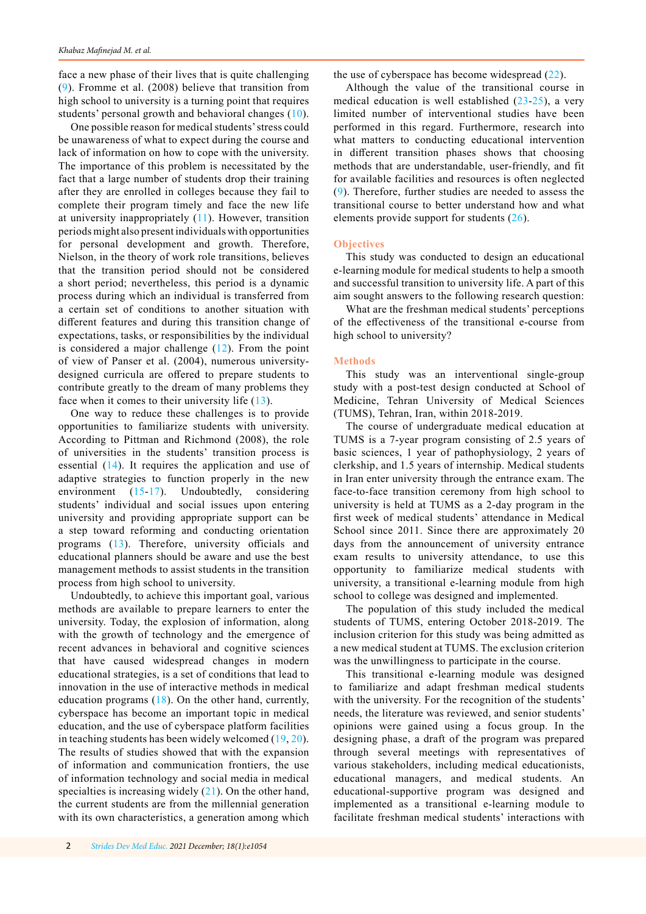face a new phase of their lives that is quite challenging (9). Fromme et al. (2008) believe that transition from high school to university is a turning point that requires students' personal growth and behavioral changes (10).

One possible reason for medical students' stress could be unawareness of what to expect during the course and lack of information on how to cope with the university. The importance of this problem is necessitated by the fact that a large number of students drop their training after they are enrolled in colleges because they fail to complete their program timely and face the new life at university inappropriately (11). However, transition periods might also present individuals with opportunities for personal development and growth. Therefore, Nielson, in the theory of work role transitions, believes that the transition period should not be considered a short period; nevertheless, this period is a dynamic process during which an individual is transferred from a certain set of conditions to another situation with different features and during this transition change of expectations, tasks, or responsibilities by the individual is considered a major challenge (12). From the point of view of Panser et al. (2004), numerous university-designed curricula are offered to prepare students to contribute greatly to the dream of many problems they face when it comes to their university life (13).

One way to reduce these challenges is to provide opportunities to familiarize students with university. According to Pittman and Richmond (2008), the role of universities in the students' transition process is essential (14). It requires the application and use of adaptive strategies to function properly in the new environment (15-17). Undoubtedly, considering students' individual and social issues upon entering university and providing appropriate support can be a step toward reforming and conducting orientation programs (13). Therefore, university officials and educational planners should be aware and use the best management methods to assist students in the transition process from high school to university.

Undoubtedly, to achieve this important goal, various methods are available to prepare learners to enter the university. Today, the explosion of information, along with the growth of technology and the emergence of recent advances in behavioral and cognitive sciences that have caused widespread changes in modern educational strategies, is a set of conditions that lead to innovation in the use of interactive methods in medical education programs (18). On the other hand, currently, cyberspace has become an important topic in medical education, and the use of cyberspace platform facilities in teaching students has been widely welcomed (19, 20). The results of studies showed that with the expansion of information and communication frontiers, the use of information technology and social media in medical specialties is increasing widely (21). On the other hand, the current students are from the millennial generation with its own characteristics, a generation among which the use of cyberspace has become widespread (22).

Although the value of the transitional course in medical education is well established (23-25), a very limited number of interventional studies have been performed in this regard. Furthermore, research into what matters to conducting educational intervention in different transition phases shows that choosing methods that are understandable, user-friendly, and fit for available facilities and resources is often neglected (9). Therefore, further studies are needed to assess the transitional course to better understand how and what elements provide support for students (26).

## Objectives

This study was conducted to design an educational e-learning module for medical students to help a smooth and successful transition to university life. A part of this aim sought answers to the following research question:

What are the freshman medical students' perceptions of the effectiveness of the transitional e-course from high school to university?

## Methods

This study was an interventional single-group study with a post-test design conducted at School of Medicine, Tehran University of Medical Sciences (TUMS), Tehran, Iran, within 2018-2019.

The course of undergraduate medical education at TUMS is a 7-year program consisting of 2.5 years of basic sciences, 1 year of pathophysiology, 2 years of clerkship, and 1.5 years of internship. Medical students in Iran enter university through the entrance exam. The face-to-face transition ceremony from high school to university is held at TUMS as a 2-day program in the first week of medical students' attendance in Medical School since 2011. Since there are approximately 20 days from the announcement of university entrance exam results to university attendance, to use this opportunity to familiarize medical students with university, a transitional e-learning module from high school to college was designed and implemented.

The population of this study included the medical students of TUMS, entering October 2018-2019. The inclusion criterion for this study was being admitted as a new medical student at TUMS. The exclusion criterion was the unwillingness to participate in the course.

This transitional e-learning module was designed to familiarize and adapt freshman medical students with the university. For the recognition of the students' needs, the literature was reviewed, and senior students' opinions were gained using a focus group. In the designing phase, a draft of the program was prepared through several meetings with representatives of various stakeholders, including medical educationists, educational managers, and medical students. An educational-supportive program was designed and implemented as a transitional e-learning module to facilitate freshman medical students' interactions with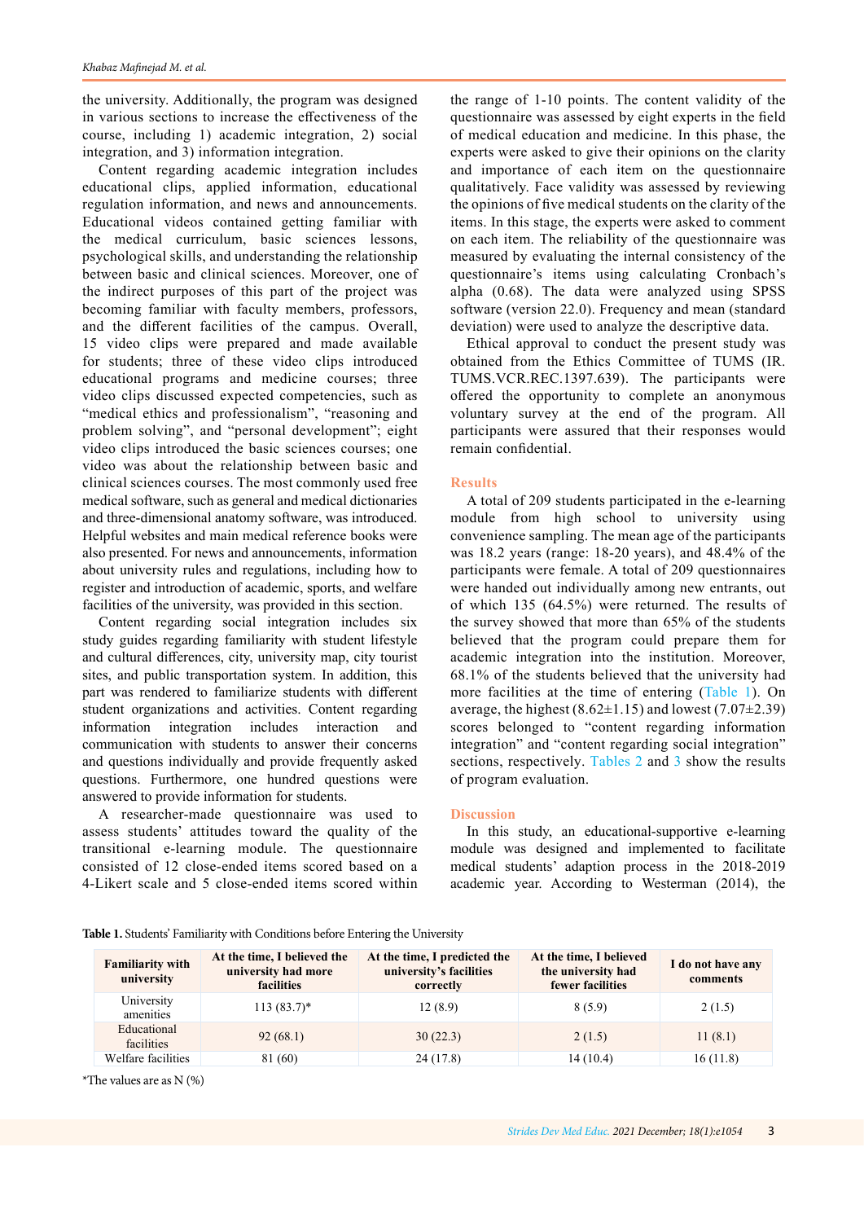the university. Additionally, the program was designed in various sections to increase the effectiveness of the course, including 1) academic integration, 2) social integration, and 3) information integration.

Content regarding academic integration includes educational clips, applied information, educational regulation information, and news and announcements. Educational videos contained getting familiar with the medical curriculum, basic sciences lessons, psychological skills, and understanding the relationship between basic and clinical sciences. Moreover, one of the indirect purposes of this part of the project was becoming familiar with faculty members, professors, and the different facilities of the campus. Overall, 15 video clips were prepared and made available for students; three of these video clips introduced educational programs and medicine courses; three video clips discussed expected competencies, such as "medical ethics and professionalism", "reasoning and problem solving", and "personal development"; eight video clips introduced the basic sciences courses; one video was about the relationship between basic and clinical sciences courses. The most commonly used free medical software, such as general and medical dictionaries and three-dimensional anatomy software, was introduced. Helpful websites and main medical reference books were also presented. For news and announcements, information about university rules and regulations, including how to register and introduction of academic, sports, and welfare facilities of the university, was provided in this section.

Content regarding social integration includes six study guides regarding familiarity with student lifestyle and cultural differences, city, university map, city tourist sites, and public transportation system. In addition, this part was rendered to familiarize students with different student organizations and activities. Content regarding information integration includes interaction and communication with students to answer their concerns and questions individually and provide frequently asked questions. Furthermore, one hundred questions were answered to provide information for students.

A researcher-made questionnaire was used to assess students' attitudes toward the quality of the transitional e-learning module. The questionnaire consisted of 12 close-ended items scored based on a 4-Likert scale and 5 close-ended items scored within the range of 1-10 points. The content validity of the questionnaire was assessed by eight experts in the field of medical education and medicine. In this phase, the experts were asked to give their opinions on the clarity and importance of each item on the questionnaire qualitatively. Face validity was assessed by reviewing the opinions of five medical students on the clarity of the items. In this stage, the experts were asked to comment on each item. The reliability of the questionnaire was measured by evaluating the internal consistency of the questionnaire's items using calculating Cronbach's alpha (0.68). The data were analyzed using SPSS software (version 22.0). Frequency and mean (standard deviation) were used to analyze the descriptive data.

Ethical approval to conduct the present study was obtained from the Ethics Committee of TUMS (IR.TUMS.VCR.REC.1397.639). The participants were offered the opportunity to complete an anonymous voluntary survey at the end of the program. All participants were assured that their responses would remain confidential.

## Results

A total of 209 students participated in the e-learning module from high school to university using convenience sampling. The mean age of the participants was 18.2 years (range: 18-20 years), and 48.4% of the participants were female. A total of 209 questionnaires were handed out individually among new entrants, out of which 135 (64.5%) were returned. The results of the survey showed that more than 65% of the students believed that the program could prepare them for academic integration into the institution. Moreover, 68.1% of the students believed that the university had more facilities at the time of entering (Table 1). On average, the highest (8.62±1.15) and lowest (7.07±2.39) scores belonged to "content regarding information integration" and "content regarding social integration" sections, respectively. Tables 2 and 3 show the results of program evaluation.

## Discussion

In this study, an educational-supportive e-learning module was designed and implemented to facilitate medical students' adaption process in the 2018-2019 academic year. According to Westerman (2014), the

**Table 1.** Students' Familiarity with Conditions before Entering the University

| Familiarity with university | At the time, I believed the university had more facilities | At the time, I predicted the university's facilities correctly | At the time, I believed the university had fewer facilities | I do not have any comments |
|---|---|---|---|---|
| University amenities | 113 (83.7)* | 12 (8.9) | 8 (5.9) | 2 (1.5) |
| Educational facilities | 92 (68.1) | 30 (22.3) | 2 (1.5) | 11 (8.1) |
| Welfare facilities | 81 (60) | 24 (17.8) | 14 (10.4) | 16 (11.8) |

*The values are as N (%)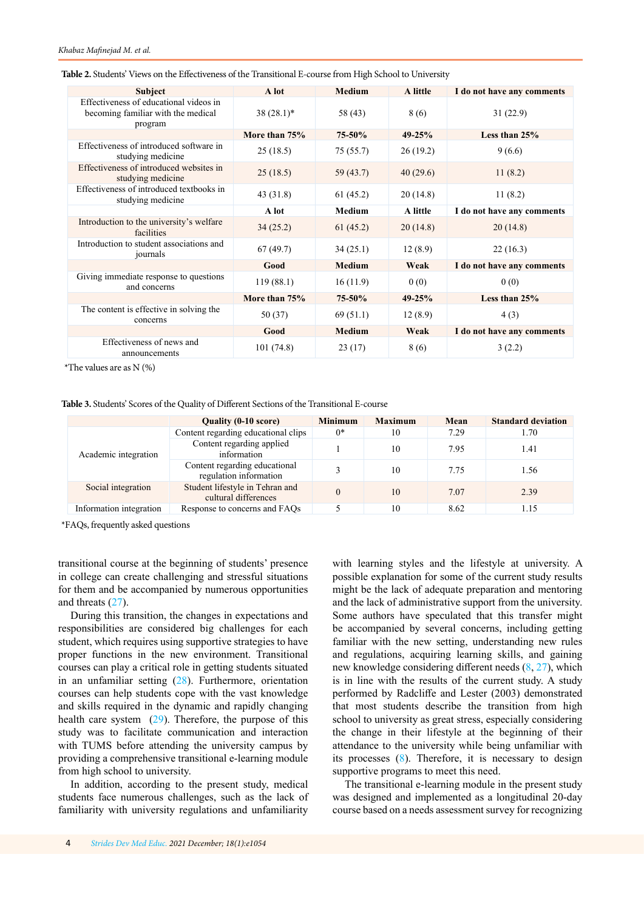**Table 2.** Students' Views on the Effectiveness of the Transitional E-course from High School to University

| Subject | A lot | Medium | A little | I do not have any comments |
|---|---|---|---|---|
| Effectiveness of educational videos in becoming familiar with the medical program | 38 (28.1)* | 58 (43) | 8 (6) | 31 (22.9) |
| | **More than 75%** | **75-50%** | **49-25%** | **Less than 25%** |
| Effectiveness of introduced software in studying medicine | 25 (18.5) | 75 (55.7) | 26 (19.2) | 9 (6.6) |
| Effectiveness of introduced websites in studying medicine | 25 (18.5) | 59 (43.7) | 40 (29.6) | 11 (8.2) |
| Effectiveness of introduced textbooks in studying medicine | 43 (31.8) | 61 (45.2) | 20 (14.8) | 11 (8.2) |
| | **A lot** | **Medium** | **A little** | **I do not have any comments** |
| Introduction to the university's welfare facilities | 34 (25.2) | 61 (45.2) | 20 (14.8) | 20 (14.8) |
| Introduction to student associations and journals | 67 (49.7) | 34 (25.1) | 12 (8.9) | 22 (16.3) |
| | **Good** | **Medium** | **Weak** | **I do not have any comments** |
| Giving immediate response to questions and concerns | 119 (88.1) | 16 (11.9) | 0 (0) | 0 (0) |
| | **More than 75%** | **75-50%** | **49-25%** | **Less than 25%** |
| The content is effective in solving the concerns | 50 (37) | 69 (51.1) | 12 (8.9) | 4 (3) |
| | **Good** | **Medium** | **Weak** | **I do not have any comments** |
| Effectiveness of news and announcements | 101 (74.8) | 23 (17) | 8 (6) | 3 (2.2) |

*The values are as N (%)

**Table 3.** Students' Scores of the Quality of Different Sections of the Transitional E-course

| | Quality (0-10 score) | Minimum | Maximum | Mean | Standard deviation |
|---|---|---|---|---|---|
| Academic integration | Content regarding educational clips | 0* | 10 | 7.29 | 1.70 |
| | Content regarding applied information | 1 | 10 | 7.95 | 1.41 |
| | Content regarding educational regulation information | 3 | 10 | 7.75 | 1.56 |
| Social integration | Student lifestyle in Tehran and cultural differences | 0 | 10 | 7.07 | 2.39 |
| Information integration | Response to concerns and FAQs | 5 | 10 | 8.62 | 1.15 |

*FAQs, frequently asked questions

transitional course at the beginning of students' presence in college can create challenging and stressful situations for them and be accompanied by numerous opportunities and threats (27).

During this transition, the changes in expectations and responsibilities are considered big challenges for each student, which requires using supportive strategies to have proper functions in the new environment. Transitional courses can play a critical role in getting students situated in an unfamiliar setting (28). Furthermore, orientation courses can help students cope with the vast knowledge and skills required in the dynamic and rapidly changing health care system (29). Therefore, the purpose of this study was to facilitate communication and interaction with TUMS before attending the university campus by providing a comprehensive transitional e-learning module from high school to university.

In addition, according to the present study, medical students face numerous challenges, such as the lack of familiarity with university regulations and unfamiliarity with learning styles and the lifestyle at university. A possible explanation for some of the current study results might be the lack of adequate preparation and mentoring and the lack of administrative support from the university. Some authors have speculated that this transfer might be accompanied by several concerns, including getting familiar with the new setting, understanding new rules and regulations, acquiring learning skills, and gaining new knowledge considering different needs (8, 27), which is in line with the results of the current study. A study performed by Radcliffe and Lester (2003) demonstrated that most students describe the transition from high school to university as great stress, especially considering the change in their lifestyle at the beginning of their attendance to the university while being unfamiliar with its processes (8). Therefore, it is necessary to design supportive programs to meet this need.

The transitional e-learning module in the present study was designed and implemented as a longitudinal 20-day course based on a needs assessment survey for recognizing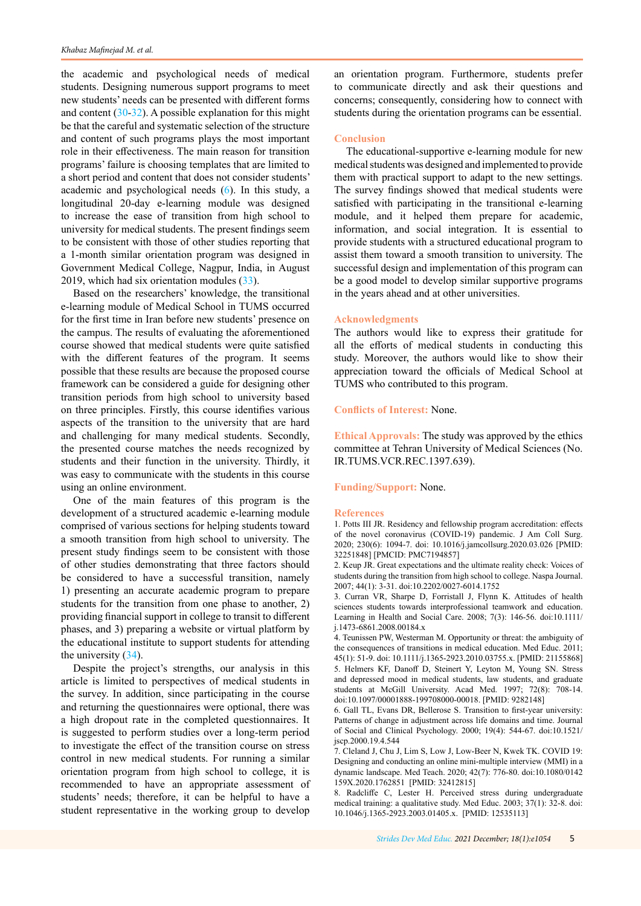the academic and psychological needs of medical students. Designing numerous support programs to meet new students' needs can be presented with different forms and content (30-32). A possible explanation for this might be that the careful and systematic selection of the structure and content of such programs plays the most important role in their effectiveness. The main reason for transition programs' failure is choosing templates that are limited to a short period and content that does not consider students' academic and psychological needs (6). In this study, a longitudinal 20-day e-learning module was designed to increase the ease of transition from high school to university for medical students. The present findings seem to be consistent with those of other studies reporting that a 1-month similar orientation program was designed in Government Medical College, Nagpur, India, in August 2019, which had six orientation modules (33).

Based on the researchers' knowledge, the transitional e-learning module of Medical School in TUMS occurred for the first time in Iran before new students' presence on the campus. The results of evaluating the aforementioned course showed that medical students were quite satisfied with the different features of the program. It seems possible that these results are because the proposed course framework can be considered a guide for designing other transition periods from high school to university based on three principles. Firstly, this course identifies various aspects of the transition to the university that are hard and challenging for many medical students. Secondly, the presented course matches the needs recognized by students and their function in the university. Thirdly, it was easy to communicate with the students in this course using an online environment.

One of the main features of this program is the development of a structured academic e-learning module comprised of various sections for helping students toward a smooth transition from high school to university. The present study findings seem to be consistent with those of other studies demonstrating that three factors should be considered to have a successful transition, namely 1) presenting an accurate academic program to prepare students for the transition from one phase to another, 2) providing financial support in college to transit to different phases, and 3) preparing a website or virtual platform by the educational institute to support students for attending the university (34).

Despite the project's strengths, our analysis in this article is limited to perspectives of medical students in the survey. In addition, since participating in the course and returning the questionnaires were optional, there was a high dropout rate in the completed questionnaires. It is suggested to perform studies over a long-term period to investigate the effect of the transition course on stress control in new medical students. For running a similar orientation program from high school to college, it is recommended to have an appropriate assessment of students' needs; therefore, it can be helpful to have a student representative in the working group to develop an orientation program. Furthermore, students prefer to communicate directly and ask their questions and concerns; consequently, considering how to connect with students during the orientation programs can be essential.

## Conclusion

The educational-supportive e-learning module for new medical students was designed and implemented to provide them with practical support to adapt to the new settings. The survey findings showed that medical students were satisfied with participating in the transitional e-learning module, and it helped them prepare for academic, information, and social integration. It is essential to provide students with a structured educational program to assist them toward a smooth transition to university. The successful design and implementation of this program can be a good model to develop similar supportive programs in the years ahead and at other universities.

## Acknowledgments

The authors would like to express their gratitude for all the efforts of medical students in conducting this study. Moreover, the authors would like to show their appreciation toward the officials of Medical School at TUMS who contributed to this program.

**Conflicts of Interest:** None.

**Ethical Approvals:** The study was approved by the ethics committee at Tehran University of Medical Sciences (No. IR.TUMS.VCR.REC.1397.639).

**Funding/Support:** None.

## References

1. Potts III JR. Residency and fellowship program accreditation: effects of the novel coronavirus (COVID-19) pandemic. J Am Coll Surg. 2020; 230(6): 1094-7. doi: 10.1016/j.jamcollsurg.2020.03.026 [PMID: 32251848] [PMCID: PMC7194857]
2. Keup JR. Great expectations and the ultimate reality check: Voices of students during the transition from high school to college. Naspa Journal. 2007; 44(1): 3-31. doi:10.2202/0027-6014.1752
3. Curran VR, Sharpe D, Forristall J, Flynn K. Attitudes of health sciences students towards interprofessional teamwork and education. Learning in Health and Social Care. 2008; 7(3): 146-56. doi:10.1111/j.1473-6861.2008.00184.x
4. Teunissen PW, Westerman M. Opportunity or threat: the ambiguity of the consequences of transitions in medical education. Med Educ. 2011; 45(1): 51-9. doi: 10.1111/j.1365-2923.2010.03755.x. [PMID: 21155868]
5. Helmers KF, Danoff D, Steinert Y, Leyton M, Young SN. Stress and depressed mood in medical students, law students, and graduate students at McGill University. Acad Med. 1997; 72(8): 708-14. doi:10.1097/00001888-199708000-00018. [PMID: 9282148]
6. Gall TL, Evans DR, Bellerose S. Transition to first-year university: Patterns of change in adjustment across life domains and time. Journal of Social and Clinical Psychology. 2000; 19(4): 544-67. doi:10.1521/jscp.2000.19.4.544
7. Cleland J, Chu J, Lim S, Low J, Low-Beer N, Kwek TK. COVID 19: Designing and conducting an online mini-multiple interview (MMI) in a dynamic landscape. Med Teach. 2020; 42(7): 776-80. doi:10.1080/0142159X.2020.1762851 [PMID: 32412815]
8. Radcliffe C, Lester H. Perceived stress during undergraduate medical training: a qualitative study. Med Educ. 2003; 37(1): 32-8. doi: 10.1046/j.1365-2923.2003.01405.x. [PMID: 12535113]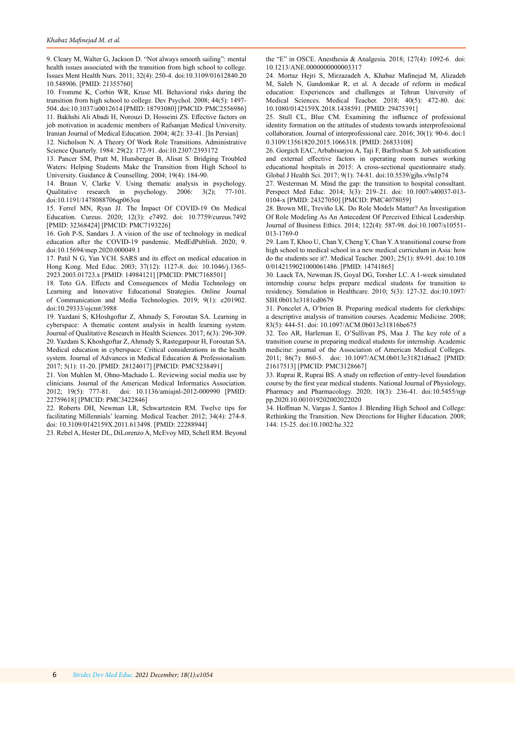9. Cleary M, Walter G, Jackson D. "Not always smooth sailing": mental health issues associated with the transition from high school to college. Issues Ment Health Nurs. 2011; 32(4): 250-4. doi:10.3109/01612840.2010.548906. [PMID: 21355760]

10. Fromme K, Corbin WR, Kruse MI. Behavioral risks during the transition from high school to college. Dev Psychol. 2008; 44(5): 1497-504. doi:10.1037/a0012614 [PMID: 18793080] [PMCID: PMC2556986]

11. Bakhshi Ali Abadi H, Norouzi D, Hosseini ZS. Effective factors on job motivation in academic members of Rafsanjan Medical University. Iranian Journal of Medical Education. 2004; 4(2): 33-41. [In Persian]

12. Nicholson N. A Theory Of Work Role Transitions. Administrative Science Quarterly. 1984: 29(2): 172-91. doi:10.2307/2393172

13. Pancer SM, Pratt M, Hunsberger B, Alisat S. Bridging Troubled Waters: Helping Students Make the Transition from High School to University. Guidance & Counselling. 2004; 19(4): 184-90.

14. Braun V, Clarke V. Using thematic analysis in psychology. Qualitative research in psychology. 2006: 3(2); 77-101. doi:10.1191/1478088706qp063oa

15. Ferrel MN, Ryan JJ. The İmpact Of COVID-19 On Medical Education. Cureus. 2020; 12(3): e7492. doi: 10.7759/cureus.7492 [PMID: 32368424] [PMCID: PMC7193226]

16. Goh P-S, Sandars J. A vision of the use of technology in medical education after the COVID-19 pandemic. MedEdPublish. 2020; 9. doi:10.15694/mep.2020.000049.1

17. Patil N G, Yan YCH. SARS and its effect on medical education in Hong Kong. Med Educ. 2003; 37(12): 1127-8. doi: 10.1046/j.1365-2923.2003.01723.x [PMID: 14984121] [PMCID: PMC7168501]

18. Toto GA. Effects and Consequences of Media Technology on Learning and Innovative Educational Strategies. Online Journal of Communication and Media Technologies. 2019; 9(1): e201902. doi:10.29333/ojcmt/3988

19. Yazdani S, KHoshgoftar Z, Ahmady S, Foroutan SA. Learning in cyberspace: A thematic content analysis in health learning system. Journal of Qualitative Research in Health Sciences. 2017; 6(3): 296-309.

20. Yazdani S, Khoshgoftar Z, Ahmady S, Rastegarpour H, Foroutan SA. Medical education in cyberspace: Critical considerations in the health system. Journal of Advances in Medical Education & Professionalism. 2017; 5(1): 11-20. [PMID: 28124017] [PMCID: PMC5238491]

21. Von Muhlen M, Ohno-Machado L. Reviewing social media use by clinicians. Journal of the American Medical Informatics Association. 2012; 19(5): 777-81. doi: 10.1136/amiajnl-2012-000990 [PMID: 22759618] [PMCID: PMC3422846]

22. Roberts DH, Newman LR, Schwartzstein RM. Twelve tips for facilitating Millennials' learning. Medical Teacher. 2012; 34(4): 274-8. doi: 10.3109/0142159X.2011.613498. [PMID: 22288944]

23. Rebel A, Hester DL, DiLorenzo A, McEvoy MD, Schell RM. Beyond the "E" in OSCE. Anesthesia & Analgesia. 2018; 127(4): 1092-6. doi: 10.1213/ANE.0000000000003317

24. Mortaz Hejri S, Mirzazadeh A, Khabaz Mafinejad M, Alizadeh M, Saleh N, Gandomkar R, et al. A decade of reform in medical education: Experiences and challenges at Tehran University of Medical Sciences. Medical Teacher. 2018; 40(5): 472-80. doi: 10.1080/0142159X.2018.1438591. [PMID: 29475391]

25. Stull CL, Blue CM. Examining the influence of professional identity formation on the attitudes of students towards interprofessional collaboration. Journal of interprofessional care. 2016; 30(1): 90-6. doi:10.3109/13561820.2015.1066318. [PMID: 26833108]

26. Gorgich EAC, Arbabisarjou A, Taji F, Barfroshan S. Job satisfaction and external effective factors in operating room nurses working educational hospitals in 2015: A cross-sectional questionnaire study. Global J Health Sci. 2017; 9(1): 74-81. doi:10.5539/gjhs.v9n1p74

27. Westerman M. Mind the gap: the transition to hospital consultant. Perspect Med Educ. 2014; 3(3): 219–21. doi: 10.1007/s40037-013-0104-x [PMID: 24327050] [PMCID: PMC4078059]

28. Brown ME, Treviño LK. Do Role Models Matter? An İnvestigation Of Role Modeling As An Antecedent Of Perceived Ethical Leadership. Journal of Business Ethics. 2014; 122(4): 587-98. doi:10.1007/s10551-013-1769-0

29. Lam T, Khoo U, Chan Y, Cheng Y, Chan Y. A transitional course from high school to medical school in a new medical curriculum in Asia: how do the students see it?. Medical Teacher. 2003; 25(1): 89-91. doi:10.1080/0142159021000061486. [PMID: 14741865]

30. Laack TA, Newman JS, Goyal DG, Torsher LC. A 1-week simulated internship course helps prepare medical students for transition to residency. Simulation in Healthcare. 2010; 5(3): 127-32. doi:10.1097/SIH.0b013e3181cd0679

31. Poncelet A, O'brien B. Preparing medical students for clerkships: a descriptive analysis of transition courses. Academic Medicine. 2008; 83(5): 444-51. doi: 10.1097/ACM.0b013e31816be675

32. Teo AR, Harleman E, O'Sullivan PS, Maa J. The key role of a transition course in preparing medical students for internship. Academic medicine: journal of the Association of American Medical Colleges. 2011; 86(7): 860-5. doi: 10.1097/ACM.0b013e31821d6ae2 [PMID: 21617513] [PMCID: PMC3128667]

33. Ruprai R, Ruprai BS. A study on reflection of entry-level foundation course by the first year medical students. National Journal of Physiology, Pharmacy and Pharmacology. 2020; 10(3): 236-41. doi:10.5455/njppp.2020.10.001019202002022020

34. Hoffman N, Vargas J, Santos J. Blending High School and College: Rethinking the Transition. New Directions for Higher Education. 2008; 144: 15-25. doi:10.1002/he.322